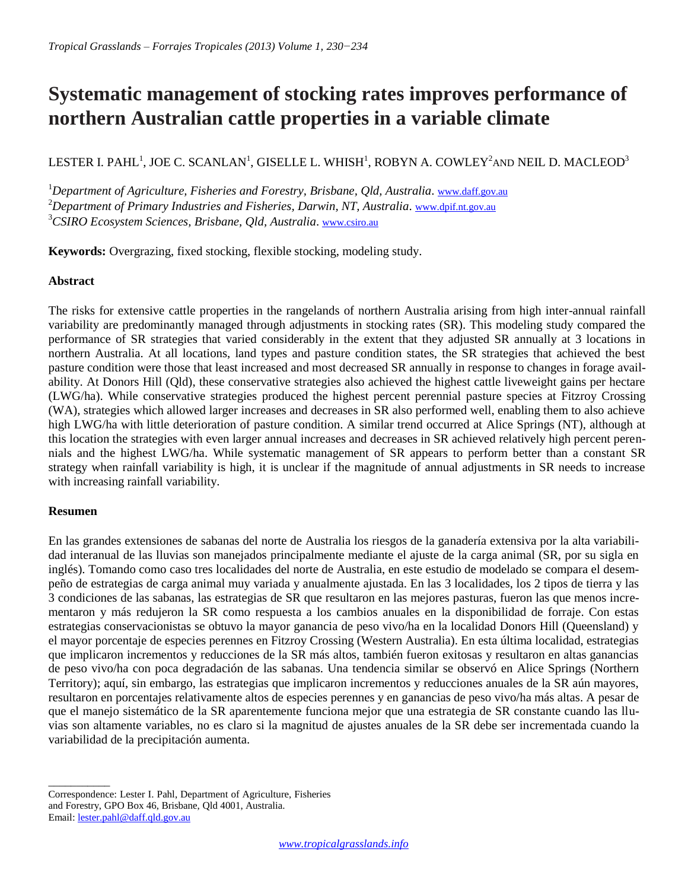# Systematic management of stocking rates improves performance of northern Australian cattle properties in a variable climate

LESTER I. PAHL[1], JOE C. SCANLAN[1], GISELLE L. WHISH[1], ROBYN A. COWLEY[2] AND NEIL D. MACLEOD[3]

[1]*Department of Agriculture, Fisheries and Forestry, Brisbane, Qld, Australia*. www.daff.gov.au
[2]*Department of Primary Industries and Fisheries, Darwin, NT, Australia*. www.dpif.nt.gov.au
[3]*CSIRO Ecosystem Sciences, Brisbane, Qld, Australia*. www.csiro.au

**Keywords:** Overgrazing, fixed stocking, flexible stocking, modeling study.

## Abstract

The risks for extensive cattle properties in the rangelands of northern Australia arising from high inter-annual rainfall variability are predominantly managed through adjustments in stocking rates (SR). This modeling study compared the performance of SR strategies that varied considerably in the extent that they adjusted SR annually at 3 locations in northern Australia. At all locations, land types and pasture condition states, the SR strategies that achieved the best pasture condition were those that least increased and most decreased SR annually in response to changes in forage availability. At Donors Hill (Qld), these conservative strategies also achieved the highest cattle liveweight gains per hectare (LWG/ha). While conservative strategies produced the highest percent perennial pasture species at Fitzroy Crossing (WA), strategies which allowed larger increases and decreases in SR also performed well, enabling them to also achieve high LWG/ha with little deterioration of pasture condition. A similar trend occurred at Alice Springs (NT), although at this location the strategies with even larger annual increases and decreases in SR achieved relatively high percent perennials and the highest LWG/ha. While systematic management of SR appears to perform better than a constant SR strategy when rainfall variability is high, it is unclear if the magnitude of annual adjustments in SR needs to increase with increasing rainfall variability.

## Resumen

En las grandes extensiones de sabanas del norte de Australia los riesgos de la ganadería extensiva por la alta variabilidad interanual de las lluvias son manejados principalmente mediante el ajuste de la carga animal (SR, por su sigla en inglés). Tomando como caso tres localidades del norte de Australia, en este estudio de modelado se compara el desempeño de estrategias de carga animal muy variada y anualmente ajustada. En las 3 localidades, los 2 tipos de tierra y las 3 condiciones de las sabanas, las estrategias de SR que resultaron en las mejores pasturas, fueron las que menos incrementaron y más redujeron la SR como respuesta a los cambios anuales en la disponibilidad de forraje. Con estas estrategias conservacionistas se obtuvo la mayor ganancia de peso vivo/ha en la localidad Donors Hill (Queensland) y el mayor porcentaje de especies perennes en Fitzroy Crossing (Western Australia). En esta última localidad, estrategias que implicaron incrementos y reducciones de la SR más altos, también fueron exitosas y resultaron en altas ganancias de peso vivo/ha con poca degradación de las sabanas. Una tendencia similar se observó en Alice Springs (Northern Territory); aquí, sin embargo, las estrategias que implicaron incrementos y reducciones anuales de la SR aún mayores, resultaron en porcentajes relativamente altos de especies perennes y en ganancias de peso vivo/ha más altas. A pesar de que el manejo sistemático de la SR aparentemente funciona mejor que una estrategia de SR constante cuando las lluvias son altamente variables, no es claro si la magnitud de ajustes anuales de la SR debe ser incrementada cuando la variabilidad de la precipitación aumenta.

---

Correspondence: Lester I. Pahl, Department of Agriculture, Fisheries and Forestry, GPO Box 46, Brisbane, Qld 4001, Australia.
Email: lester.pahl@daff.qld.gov.au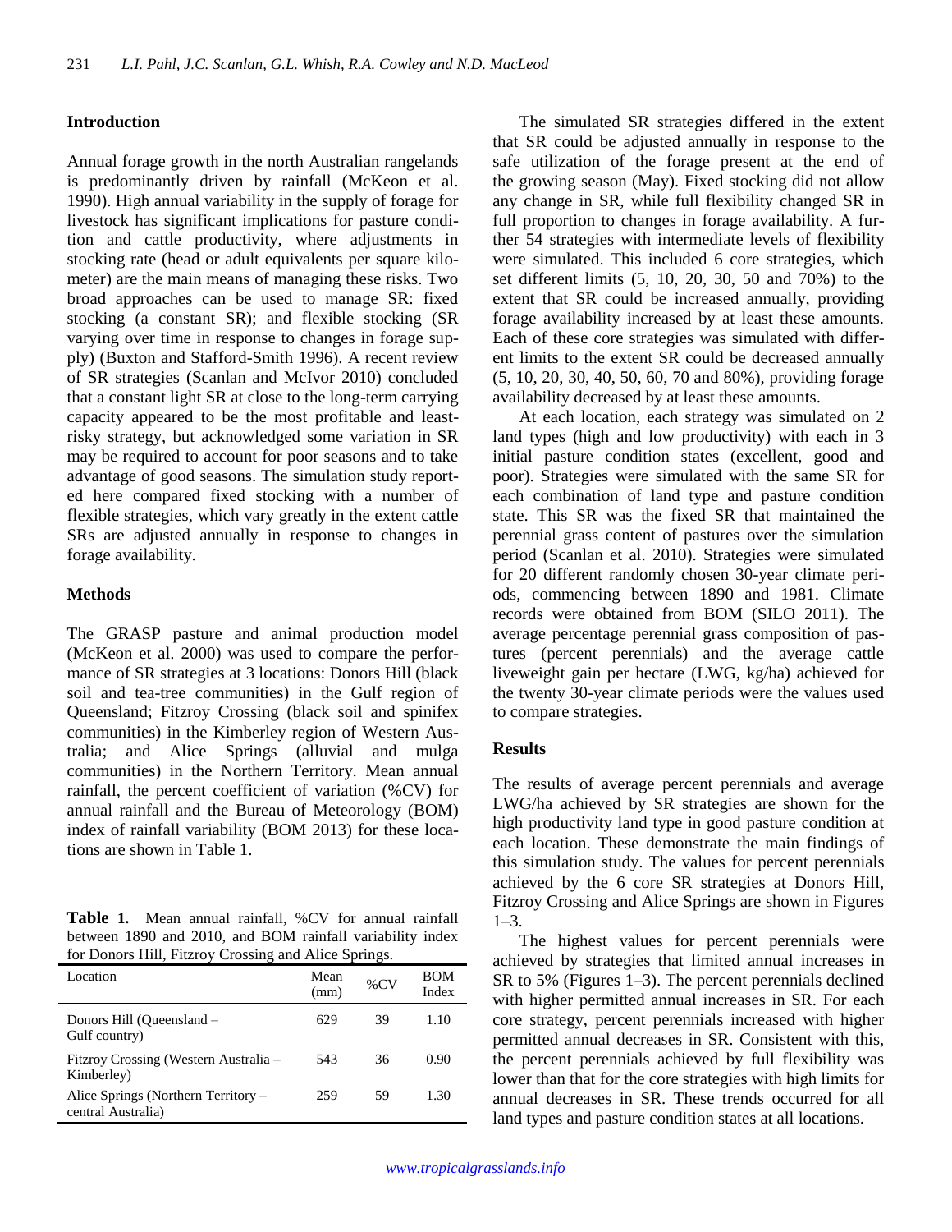## Introduction

Annual forage growth in the north Australian rangelands is predominantly driven by rainfall (McKeon et al. 1990). High annual variability in the supply of forage for livestock has significant implications for pasture condition and cattle productivity, where adjustments in stocking rate (head or adult equivalents per square kilometer) are the main means of managing these risks. Two broad approaches can be used to manage SR: fixed stocking (a constant SR); and flexible stocking (SR varying over time in response to changes in forage supply) (Buxton and Stafford-Smith 1996). A recent review of SR strategies (Scanlan and McIvor 2010) concluded that a constant light SR at close to the long-term carrying capacity appeared to be the most profitable and least-risky strategy, but acknowledged some variation in SR may be required to account for poor seasons and to take advantage of good seasons. The simulation study reported here compared fixed stocking with a number of flexible strategies, which vary greatly in the extent cattle SRs are adjusted annually in response to changes in forage availability.

## Methods

The GRASP pasture and animal production model (McKeon et al. 2000) was used to compare the performance of SR strategies at 3 locations: Donors Hill (black soil and tea-tree communities) in the Gulf region of Queensland; Fitzroy Crossing (black soil and spinifex communities) in the Kimberley region of Western Australia; and Alice Springs (alluvial and mulga communities) in the Northern Territory. Mean annual rainfall, the percent coefficient of variation (%CV) for annual rainfall and the Bureau of Meteorology (BOM) index of rainfall variability (BOM 2013) for these locations are shown in Table 1.

**Table 1.** Mean annual rainfall, %CV for annual rainfall between 1890 and 2010, and BOM rainfall variability index for Donors Hill, Fitzroy Crossing and Alice Springs.

| Location | Mean (mm) | %CV | BOM Index |
|---|---|---|---|
| Donors Hill (Queensland – Gulf country) | 629 | 39 | 1.10 |
| Fitzroy Crossing (Western Australia – Kimberley) | 543 | 36 | 0.90 |
| Alice Springs (Northern Territory – central Australia) | 259 | 59 | 1.30 |

The simulated SR strategies differed in the extent that SR could be adjusted annually in response to the safe utilization of the forage present at the end of the growing season (May). Fixed stocking did not allow any change in SR, while full flexibility changed SR in full proportion to changes in forage availability. A further 54 strategies with intermediate levels of flexibility were simulated. This included 6 core strategies, which set different limits (5, 10, 20, 30, 50 and 70%) to the extent that SR could be increased annually, providing forage availability increased by at least these amounts. Each of these core strategies was simulated with different limits to the extent SR could be decreased annually (5, 10, 20, 30, 40, 50, 60, 70 and 80%), providing forage availability decreased by at least these amounts.

At each location, each strategy was simulated on 2 land types (high and low productivity) with each in 3 initial pasture condition states (excellent, good and poor). Strategies were simulated with the same SR for each combination of land type and pasture condition state. This SR was the fixed SR that maintained the perennial grass content of pastures over the simulation period (Scanlan et al. 2010). Strategies were simulated for 20 different randomly chosen 30-year climate periods, commencing between 1890 and 1981. Climate records were obtained from BOM (SILO 2011). The average percentage perennial grass composition of pastures (percent perennials) and the average cattle liveweight gain per hectare (LWG, kg/ha) achieved for the twenty 30-year climate periods were the values used to compare strategies.

## Results

The results of average percent perennials and average LWG/ha achieved by SR strategies are shown for the high productivity land type in good pasture condition at each location. These demonstrate the main findings of this simulation study. The values for percent perennials achieved by the 6 core SR strategies at Donors Hill, Fitzroy Crossing and Alice Springs are shown in Figures 1–3.

The highest values for percent perennials were achieved by strategies that limited annual increases in SR to 5% (Figures 1–3). The percent perennials declined with higher permitted annual increases in SR. For each core strategy, percent perennials increased with higher permitted annual decreases in SR. Consistent with this, the percent perennials achieved by full flexibility was lower than that for the core strategies with high limits for annual decreases in SR. These trends occurred for all land types and pasture condition states at all locations.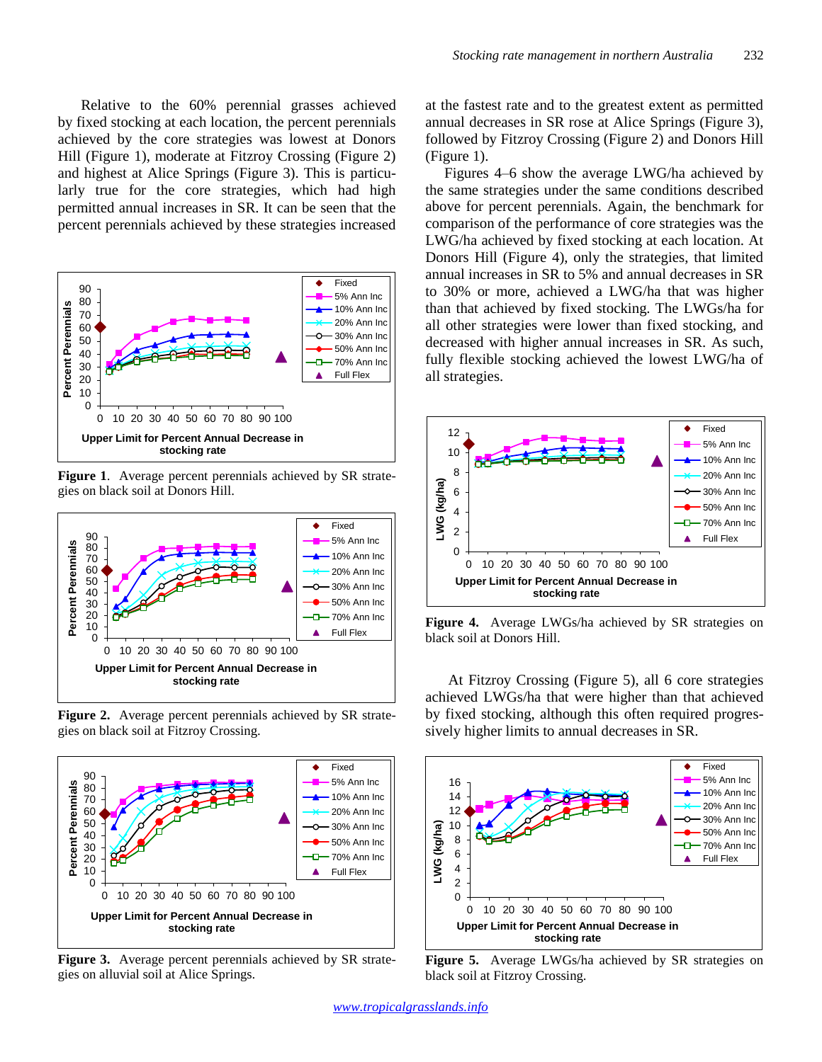Relative to the 60% perennial grasses achieved by fixed stocking at each location, the percent perennials achieved by the core strategies was lowest at Donors Hill (Figure 1), moderate at Fitzroy Crossing (Figure 2) and highest at Alice Springs (Figure 3). This is particularly true for the core strategies, which had high permitted annual increases in SR. It can be seen that the percent perennials achieved by these strategies increased at the fastest rate and to the greatest extent as permitted annual decreases in SR rose at Alice Springs (Figure 3), followed by Fitzroy Crossing (Figure 2) and Donors Hill (Figure 1).

**Figure 1**. Average percent perennials achieved by SR strategies on black soil at Donors Hill.

**Figure 2.** Average percent perennials achieved by SR strategies on black soil at Fitzroy Crossing.

**Figure 3.** Average percent perennials achieved by SR strategies on alluvial soil at Alice Springs.

Figures 4–6 show the average LWG/ha achieved by the same strategies under the same conditions described above for percent perennials. Again, the benchmark for comparison of the performance of core strategies was the LWG/ha achieved by fixed stocking at each location. At Donors Hill (Figure 4), only the strategies, that limited annual increases in SR to 5% and annual decreases in SR to 30% or more, achieved a LWG/ha that was higher than that achieved by fixed stocking. The LWGs/ha for all other strategies were lower than fixed stocking, and decreased with higher annual increases in SR. As such, fully flexible stocking achieved the lowest LWG/ha of all strategies.

**Figure 4.** Average LWGs/ha achieved by SR strategies on black soil at Donors Hill.

At Fitzroy Crossing (Figure 5), all 6 core strategies achieved LWGs/ha that were higher than that achieved by fixed stocking, although this often required progressively higher limits to annual decreases in SR.

**Figure 5.** Average LWGs/ha achieved by SR strategies on black soil at Fitzroy Crossing.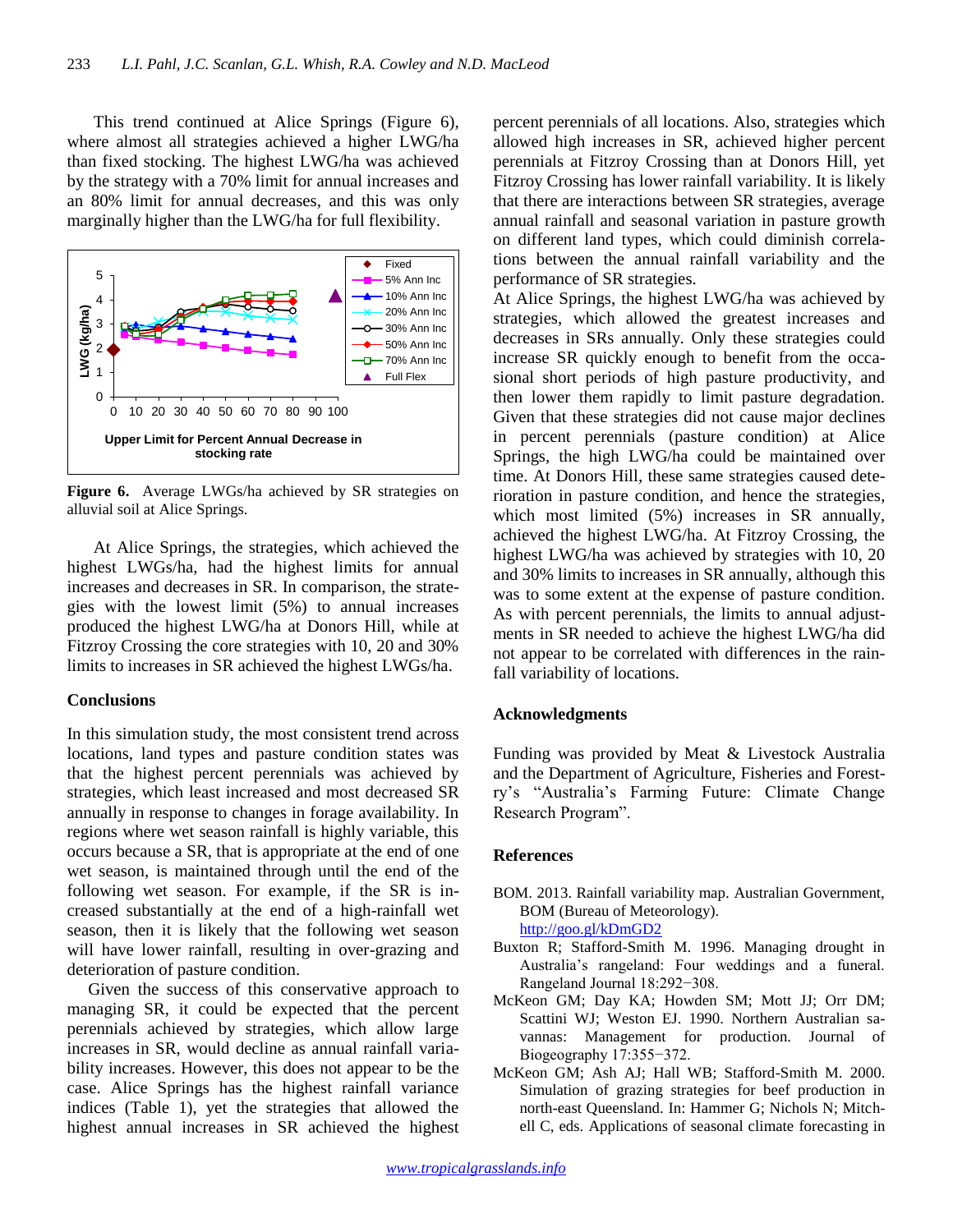This trend continued at Alice Springs (Figure 6), where almost all strategies achieved a higher LWG/ha than fixed stocking. The highest LWG/ha was achieved by the strategy with a 70% limit for annual increases and an 80% limit for annual decreases, and this was only marginally higher than the LWG/ha for full flexibility.

**Figure 6.** Average LWGs/ha achieved by SR strategies on alluvial soil at Alice Springs.

At Alice Springs, the strategies, which achieved the highest LWGs/ha, had the highest limits for annual increases and decreases in SR. In comparison, the strategies with the lowest limit (5%) to annual increases produced the highest LWG/ha at Donors Hill, while at Fitzroy Crossing the core strategies with 10, 20 and 30% limits to increases in SR achieved the highest LWGs/ha.

## Conclusions

In this simulation study, the most consistent trend across locations, land types and pasture condition states was that the highest percent perennials was achieved by strategies, which least increased and most decreased SR annually in response to changes in forage availability. In regions where wet season rainfall is highly variable, this occurs because a SR, that is appropriate at the end of one wet season, is maintained through until the end of the following wet season. For example, if the SR is increased substantially at the end of a high-rainfall wet season, then it is likely that the following wet season will have lower rainfall, resulting in over-grazing and deterioration of pasture condition.

Given the success of this conservative approach to managing SR, it could be expected that the percent perennials achieved by strategies, which allow large increases in SR, would decline as annual rainfall variability increases. However, this does not appear to be the case. Alice Springs has the highest rainfall variance indices (Table 1), yet the strategies that allowed the highest annual increases in SR achieved the highest percent perennials of all locations. Also, strategies which allowed high increases in SR, achieved higher percent perennials at Fitzroy Crossing than at Donors Hill, yet Fitzroy Crossing has lower rainfall variability. It is likely that there are interactions between SR strategies, average annual rainfall and seasonal variation in pasture growth on different land types, which could diminish correlations between the annual rainfall variability and the performance of SR strategies.

At Alice Springs, the highest LWG/ha was achieved by strategies, which allowed the greatest increases and decreases in SRs annually. Only these strategies could increase SR quickly enough to benefit from the occasional short periods of high pasture productivity, and then lower them rapidly to limit pasture degradation. Given that these strategies did not cause major declines in percent perennials (pasture condition) at Alice Springs, the high LWG/ha could be maintained over time. At Donors Hill, these same strategies caused deterioration in pasture condition, and hence the strategies, which most limited (5%) increases in SR annually, achieved the highest LWG/ha. At Fitzroy Crossing, the highest LWG/ha was achieved by strategies with 10, 20 and 30% limits to increases in SR annually, although this was to some extent at the expense of pasture condition. As with percent perennials, the limits to annual adjustments in SR needed to achieve the highest LWG/ha did not appear to be correlated with differences in the rainfall variability of locations.

## Acknowledgments

Funding was provided by Meat & Livestock Australia and the Department of Agriculture, Fisheries and Forestry's "Australia's Farming Future: Climate Change Research Program".

## References

BOM. 2013. Rainfall variability map. Australian Government, BOM (Bureau of Meteorology). http://goo.gl/kDmGD2

Buxton R; Stafford-Smith M. 1996. Managing drought in Australia's rangeland: Four weddings and a funeral. Rangeland Journal 18:292−308.

McKeon GM; Day KA; Howden SM; Mott JJ; Orr DM; Scattini WJ; Weston EJ. 1990. Northern Australian savannas: Management for production. Journal of Biogeography 17:355−372.

McKeon GM; Ash AJ; Hall WB; Stafford-Smith M. 2000. Simulation of grazing strategies for beef production in north-east Queensland. In: Hammer G; Nichols N; Mitchell C, eds. Applications of seasonal climate forecasting in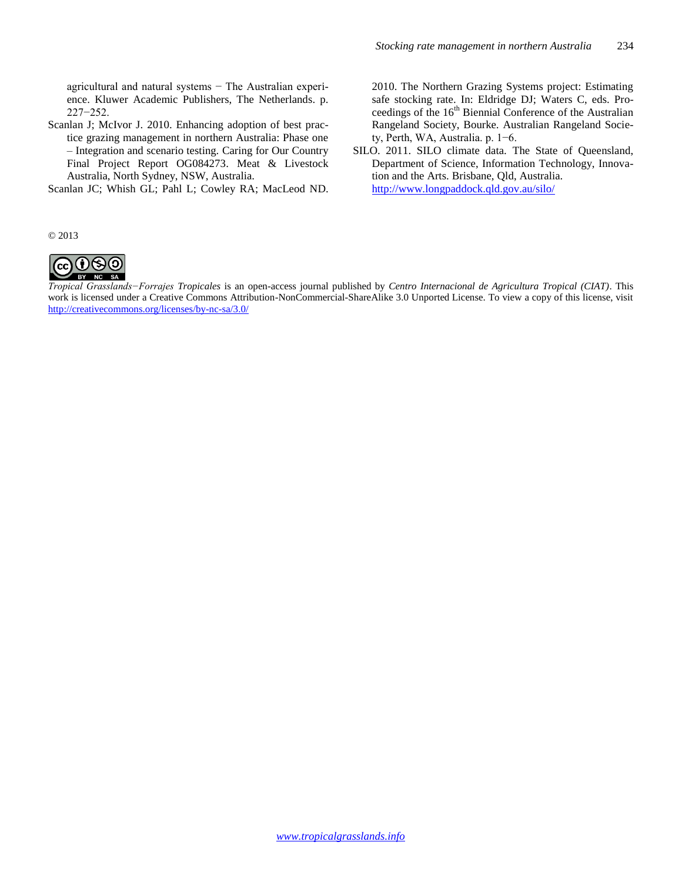agricultural and natural systems − The Australian experience. Kluwer Academic Publishers, The Netherlands. p. 227−252.

Scanlan J; McIvor J. 2010. Enhancing adoption of best practice grazing management in northern Australia: Phase one – Integration and scenario testing. Caring for Our Country Final Project Report OG084273. Meat & Livestock Australia, North Sydney, NSW, Australia.

Scanlan JC; Whish GL; Pahl L; Cowley RA; MacLeod ND. 2010. The Northern Grazing Systems project: Estimating safe stocking rate. In: Eldridge DJ; Waters C, eds. Proceedings of the 16th Biennial Conference of the Australian Rangeland Society, Bourke. Australian Rangeland Society, Perth, WA, Australia. p. 1−6.

SILO. 2011. SILO climate data. The State of Queensland, Department of Science, Information Technology, Innovation and the Arts. Brisbane, Qld, Australia. http://www.longpaddock.qld.gov.au/silo/

© 2013

*Tropical Grasslands−Forrajes Tropicales* is an open-access journal published by *Centro Internacional de Agricultura Tropical (CIAT)*. This work is licensed under a Creative Commons Attribution-NonCommercial-ShareAlike 3.0 Unported License. To view a copy of this license, visit http://creativecommons.org/licenses/by-nc-sa/3.0/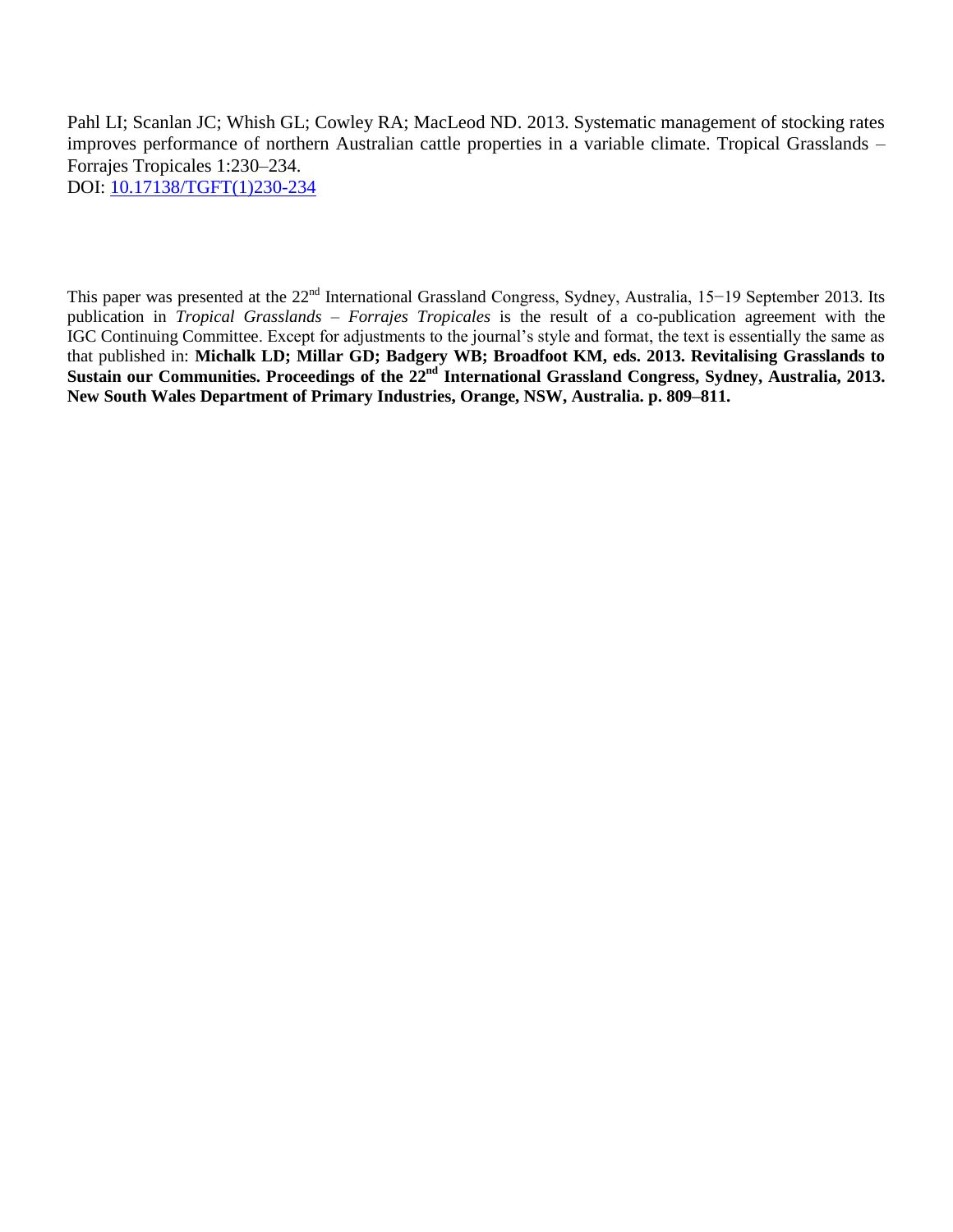Pahl LI; Scanlan JC; Whish GL; Cowley RA; MacLeod ND. 2013. Systematic management of stocking rates improves performance of northern Australian cattle properties in a variable climate. Tropical Grasslands – Forrajes Tropicales 1:230–234.
DOI: [10.17138/TGFT(1)230-234](https://doi.org/10.17138/TGFT(1)230-234)

This paper was presented at the 22nd International Grassland Congress, Sydney, Australia, 15−19 September 2013. Its publication in *Tropical Grasslands – Forrajes Tropicales* is the result of a co-publication agreement with the IGC Continuing Committee. Except for adjustments to the journal's style and format, the text is essentially the same as that published in: **Michalk LD; Millar GD; Badgery WB; Broadfoot KM, eds. 2013. Revitalising Grasslands to Sustain our Communities. Proceedings of the 22nd International Grassland Congress, Sydney, Australia, 2013. New South Wales Department of Primary Industries, Orange, NSW, Australia. p. 809–811.**